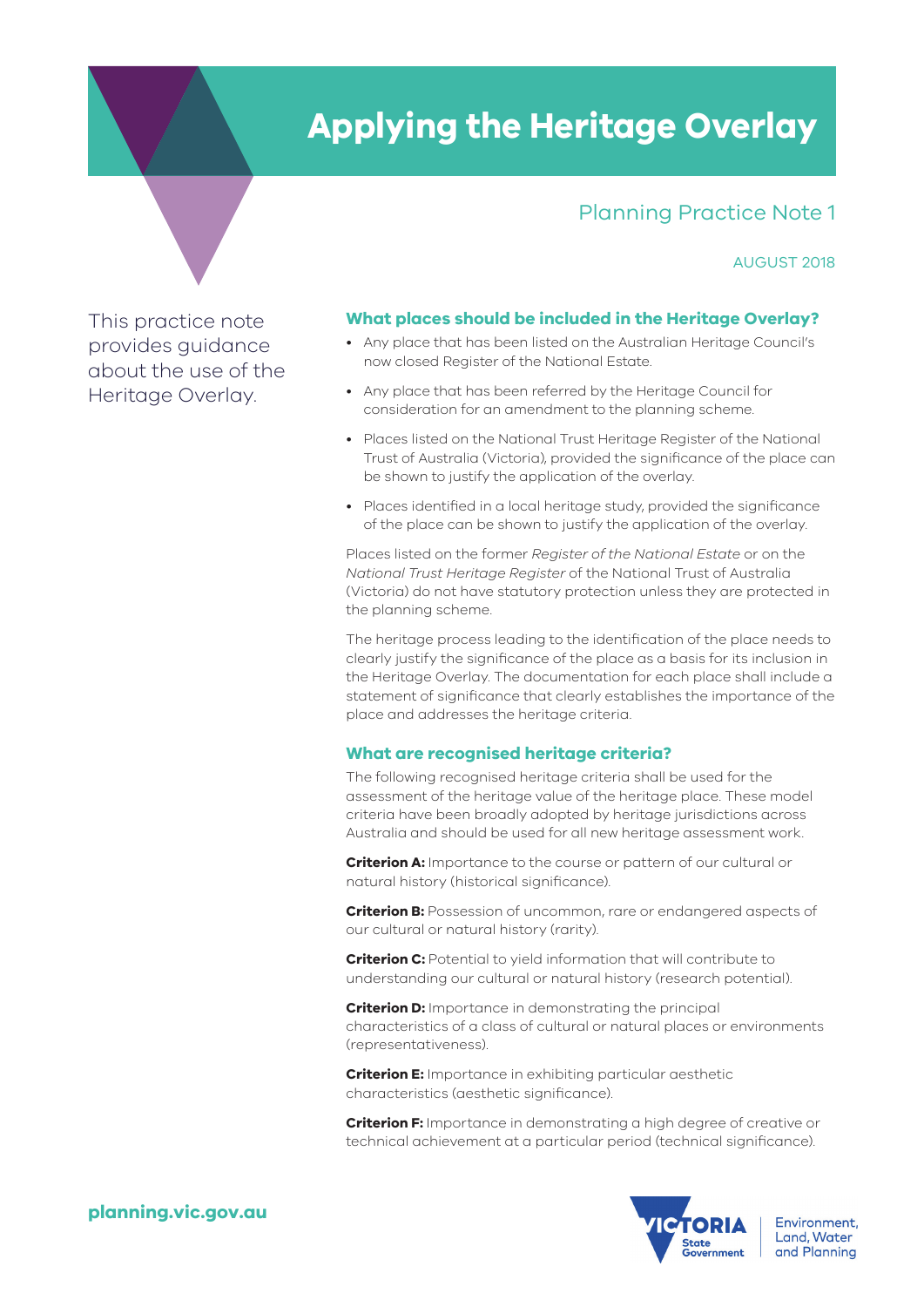# Applying the Heritage Overlay

## Planning Practice Note 1

AUGUST 2018

This practice note provides guidance about the use of the Heritage Overlay.

### What places should be included in the Heritage Overlay?

- Any place that has been listed on the Australian Heritage Council's now closed Register of the National Estate.
- Any place that has been referred by the Heritage Council for consideration for an amendment to the planning scheme.
- Places listed on the National Trust Heritage Register of the National Trust of Australia (Victoria), provided the significance of the place can be shown to justify the application of the overlay.
- Places identified in a local heritage study, provided the significance of the place can be shown to justify the application of the overlay.

Places listed on the former *Register of the National Estate* or on the *National Trust Heritage Register* of the National Trust of Australia (Victoria) do not have statutory protection unless they are protected in the planning scheme.

The heritage process leading to the identification of the place needs to clearly justify the significance of the place as a basis for its inclusion in the Heritage Overlay. The documentation for each place shall include a statement of significance that clearly establishes the importance of the place and addresses the heritage criteria.

### What are recognised heritage criteria?

The following recognised heritage criteria shall be used for the assessment of the heritage value of the heritage place. These model criteria have been broadly adopted by heritage jurisdictions across Australia and should be used for all new heritage assessment work.

**Criterion A:** Importance to the course or pattern of our cultural or natural history (historical significance).

**Criterion B:** Possession of uncommon, rare or endangered aspects of our cultural or natural history (rarity).

**Criterion C:** Potential to yield information that will contribute to understanding our cultural or natural history (research potential).

**Criterion D:** Importance in demonstrating the principal characteristics of a class of cultural or natural places or environments (representativeness).

**Criterion E:** Importance in exhibiting particular aesthetic characteristics (aesthetic significance).

**Criterion F:** Importance in demonstrating a high degree of creative or technical achievement at a particular period (technical significance).

**planning.vic.gov.au**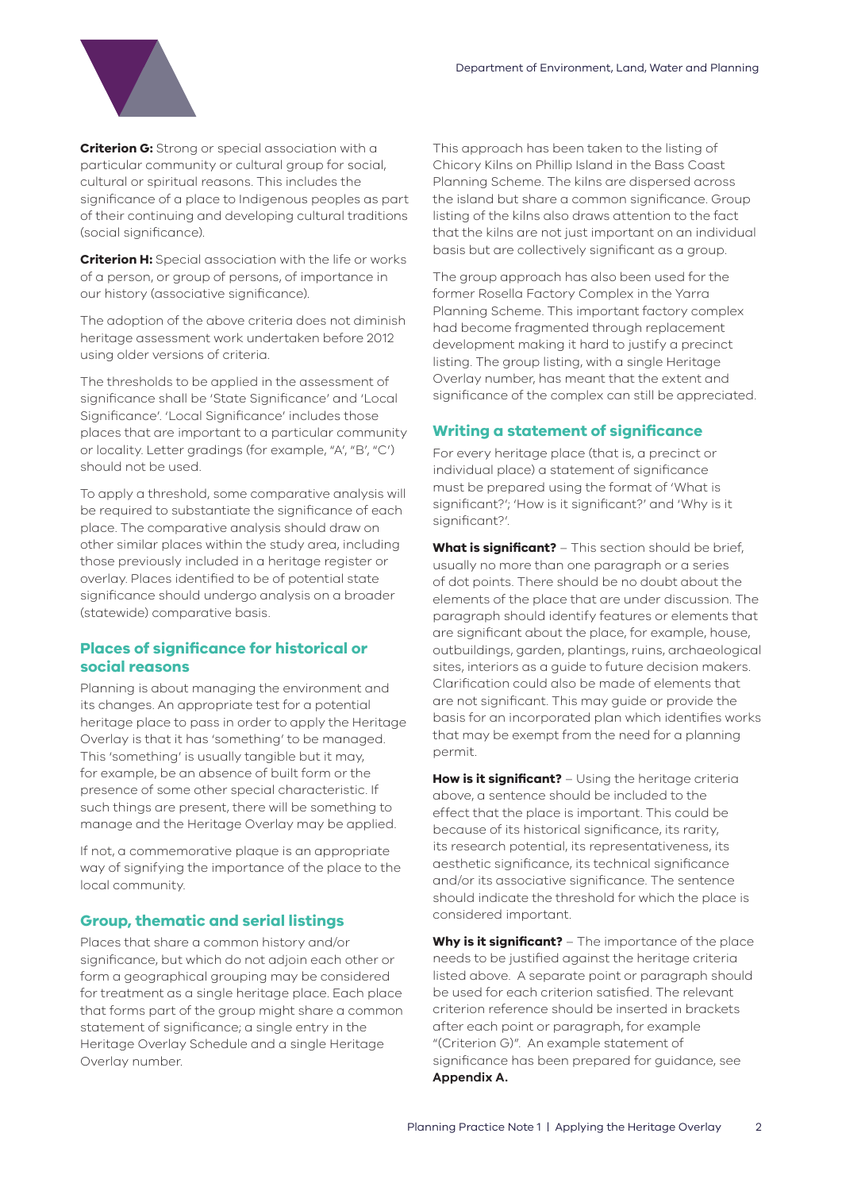**Criterion G:** Strong or special association with a particular community or cultural group for social, cultural or spiritual reasons. This includes the significance of a place to Indigenous peoples as part of their continuing and developing cultural traditions (social significance).

**Criterion H:** Special association with the life or works of a person, or group of persons, of importance in our history (associative significance).

The adoption of the above criteria does not diminish heritage assessment work undertaken before 2012 using older versions of criteria.

The thresholds to be applied in the assessment of significance shall be 'State Significance' and 'Local Significance'. 'Local Significance' includes those places that are important to a particular community or locality. Letter gradings (for example, "A', "B', "C') should not be used.

To apply a threshold, some comparative analysis will be required to substantiate the significance of each place. The comparative analysis should draw on other similar places within the study area, including those previously included in a heritage register or overlay. Places identified to be of potential state significance should undergo analysis on a broader (statewide) comparative basis.

## Places of significance for historical or social reasons

Planning is about managing the environment and its changes. An appropriate test for a potential heritage place to pass in order to apply the Heritage Overlay is that it has 'something' to be managed. This 'something' is usually tangible but it may, for example, be an absence of built form or the presence of some other special characteristic. If such things are present, there will be something to manage and the Heritage Overlay may be applied.

If not, a commemorative plaque is an appropriate way of signifying the importance of the place to the local community.

## Group, thematic and serial listings

Places that share a common history and/or significance, but which do not adjoin each other or form a geographical grouping may be considered for treatment as a single heritage place. Each place that forms part of the group might share a common statement of significance; a single entry in the Heritage Overlay Schedule and a single Heritage Overlay number.

This approach has been taken to the listing of Chicory Kilns on Phillip Island in the Bass Coast Planning Scheme. The kilns are dispersed across the island but share a common significance. Group listing of the kilns also draws attention to the fact that the kilns are not just important on an individual basis but are collectively significant as a group.

The group approach has also been used for the former Rosella Factory Complex in the Yarra Planning Scheme. This important factory complex had become fragmented through replacement development making it hard to justify a precinct listing. The group listing, with a single Heritage Overlay number, has meant that the extent and significance of the complex can still be appreciated.

## Writing a statement of significance

For every heritage place (that is, a precinct or individual place) a statement of significance must be prepared using the format of 'What is significant?'; 'How is it significant?' and 'Why is it significant?'.

**What is significant?** – This section should be brief, usually no more than one paragraph or a series of dot points. There should be no doubt about the elements of the place that are under discussion. The paragraph should identify features or elements that are significant about the place, for example, house, outbuildings, garden, plantings, ruins, archaeological sites, interiors as a guide to future decision makers. Clarification could also be made of elements that are not significant. This may guide or provide the basis for an incorporated plan which identifies works that may be exempt from the need for a planning permit.

**How is it significant?** – Using the heritage criteria above, a sentence should be included to the effect that the place is important. This could be because of its historical significance, its rarity, its research potential, its representativeness, its aesthetic significance, its technical significance and/or its associative significance. The sentence should indicate the threshold for which the place is considered important.

**Why is it significant?** – The importance of the place needs to be justified against the heritage criteria listed above. A separate point or paragraph should be used for each criterion satisfied. The relevant criterion reference should be inserted in brackets after each point or paragraph, for example "(Criterion G)". An example statement of significance has been prepared for guidance, see **Appendix A.**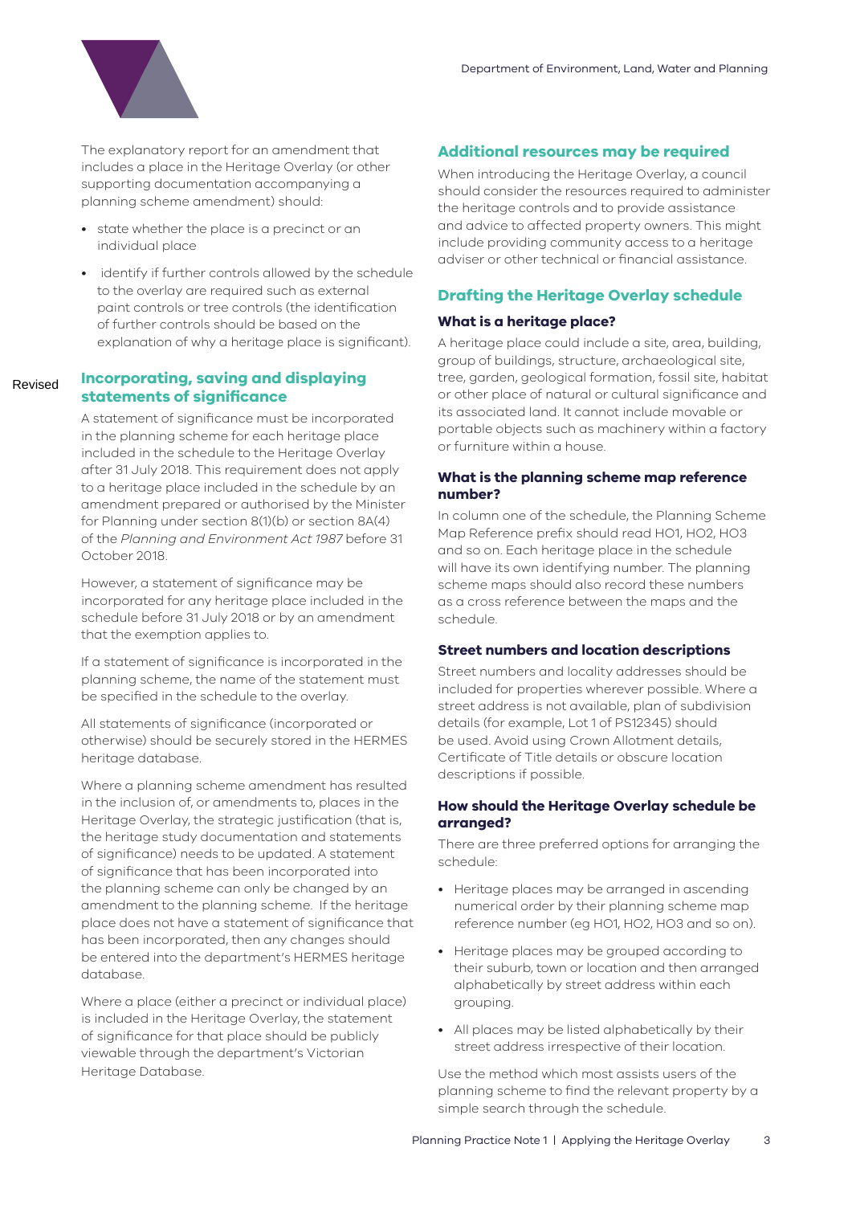The explanatory report for an amendment that includes a place in the Heritage Overlay (or other supporting documentation accompanying a planning scheme amendment) should:

- state whether the place is a precinct or an individual place
- identify if further controls allowed by the schedule to the overlay are required such as external paint controls or tree controls (the identification of further controls should be based on the explanation of why a heritage place is significant).

Revised

## Incorporating, saving and displaying statements of significance

A statement of significance must be incorporated in the planning scheme for each heritage place included in the schedule to the Heritage Overlay after 31 July 2018. This requirement does not apply to a heritage place included in the schedule by an amendment prepared or authorised by the Minister for Planning under section 8(1)(b) or section 8A(4) of the *Planning and Environment Act 1987* before 31 October 2018.

However, a statement of significance may be incorporated for any heritage place included in the schedule before 31 July 2018 or by an amendment that the exemption applies to.

If a statement of significance is incorporated in the planning scheme, the name of the statement must be specified in the schedule to the overlay.

All statements of significance (incorporated or otherwise) should be securely stored in the HERMES heritage database.

Where a planning scheme amendment has resulted in the inclusion of, or amendments to, places in the Heritage Overlay, the strategic justification (that is, the heritage study documentation and statements of significance) needs to be updated. A statement of significance that has been incorporated into the planning scheme can only be changed by an amendment to the planning scheme. If the heritage place does not have a statement of significance that has been incorporated, then any changes should be entered into the department's HERMES heritage database.

Where a place (either a precinct or individual place) is included in the Heritage Overlay, the statement of significance for that place should be publicly viewable through the department's Victorian Heritage Database.

## Additional resources may be required

When introducing the Heritage Overlay, a council should consider the resources required to administer the heritage controls and to provide assistance and advice to affected property owners. This might include providing community access to a heritage adviser or other technical or financial assistance.

## Drafting the Heritage Overlay schedule

### What is a heritage place?

A heritage place could include a site, area, building, group of buildings, structure, archaeological site, tree, garden, geological formation, fossil site, habitat or other place of natural or cultural significance and its associated land. It cannot include movable or portable objects such as machinery within a factory or furniture within a house.

### What is the planning scheme map reference number?

In column one of the schedule, the Planning Scheme Map Reference prefix should read HO1, HO2, HO3 and so on. Each heritage place in the schedule will have its own identifying number. The planning scheme maps should also record these numbers as a cross reference between the maps and the schedule.

### Street numbers and location descriptions

Street numbers and locality addresses should be included for properties wherever possible. Where a street address is not available, plan of subdivision details (for example, Lot 1 of PS12345) should be used. Avoid using Crown Allotment details, Certificate of Title details or obscure location descriptions if possible.

### How should the Heritage Overlay schedule be arranged?

There are three preferred options for arranging the schedule:

- Heritage places may be arranged in ascending numerical order by their planning scheme map reference number (eg HO1, HO2, HO3 and so on).
- Heritage places may be grouped according to their suburb, town or location and then arranged alphabetically by street address within each grouping.
- All places may be listed alphabetically by their street address irrespective of their location.

Use the method which most assists users of the planning scheme to find the relevant property by a simple search through the schedule.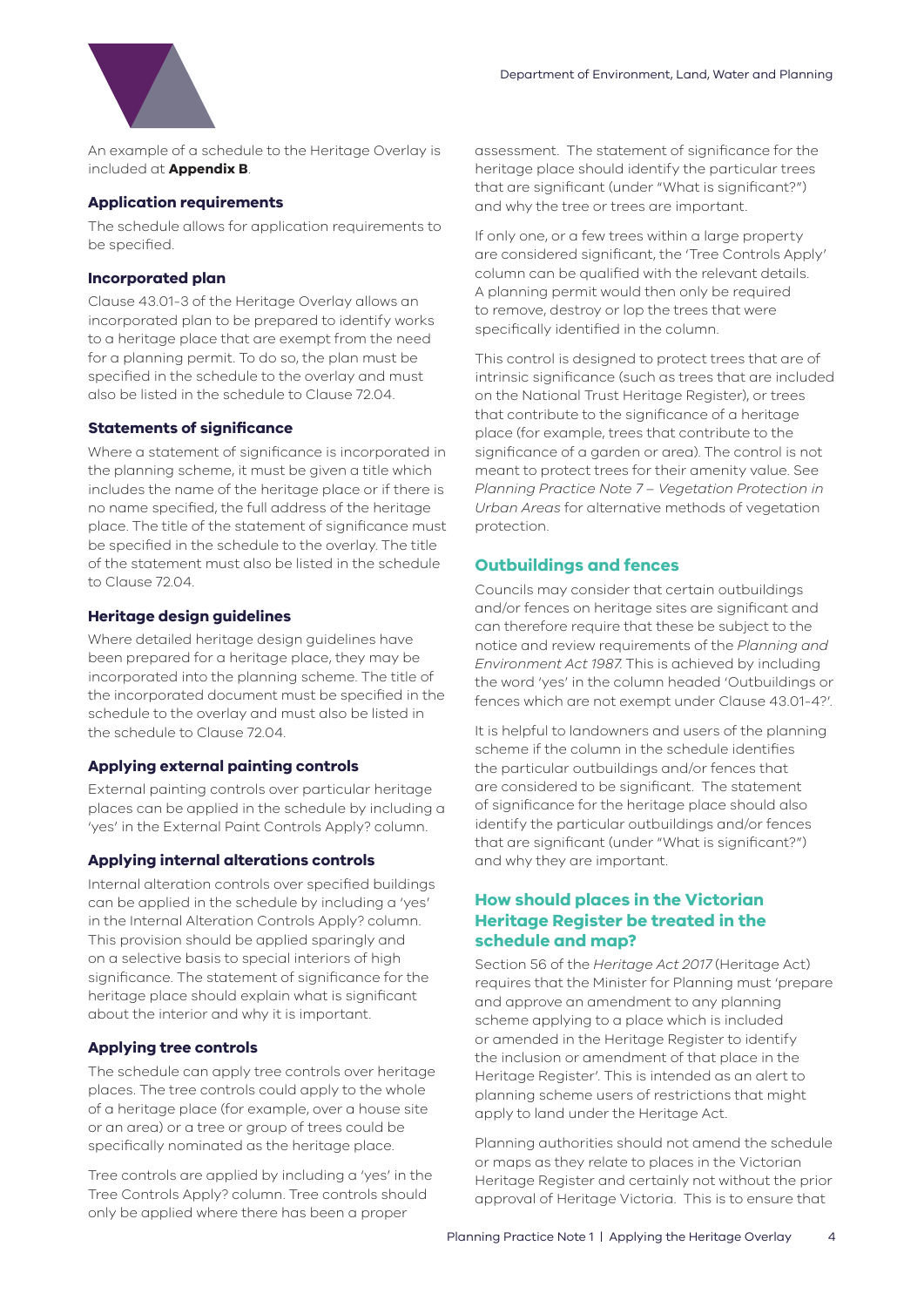An example of a schedule to the Heritage Overlay is included at **Appendix B**.

### Application requirements

The schedule allows for application requirements to be specified.

### Incorporated plan

Clause 43.01-3 of the Heritage Overlay allows an incorporated plan to be prepared to identify works to a heritage place that are exempt from the need for a planning permit. To do so, the plan must be specified in the schedule to the overlay and must also be listed in the schedule to Clause 72.04.

### Statements of significance

Where a statement of significance is incorporated in the planning scheme, it must be given a title which includes the name of the heritage place or if there is no name specified, the full address of the heritage place. The title of the statement of significance must be specified in the schedule to the overlay. The title of the statement must also be listed in the schedule to Clause 72.04.

### Heritage design guidelines

Where detailed heritage design guidelines have been prepared for a heritage place, they may be incorporated into the planning scheme. The title of the incorporated document must be specified in the schedule to the overlay and must also be listed in the schedule to Clause 72.04.

### Applying external painting controls

External painting controls over particular heritage places can be applied in the schedule by including a 'yes' in the External Paint Controls Apply? column.

### Applying internal alterations controls

Internal alteration controls over specified buildings can be applied in the schedule by including a 'yes' in the Internal Alteration Controls Apply? column. This provision should be applied sparingly and on a selective basis to special interiors of high significance. The statement of significance for the heritage place should explain what is significant about the interior and why it is important.

### Applying tree controls

The schedule can apply tree controls over heritage places. The tree controls could apply to the whole of a heritage place (for example, over a house site or an area) or a tree or group of trees could be specifically nominated as the heritage place.

Tree controls are applied by including a 'yes' in the Tree Controls Apply? column. Tree controls should only be applied where there has been a proper assessment. The statement of significance for the heritage place should identify the particular trees that are significant (under "What is significant?") and why the tree or trees are important.

If only one, or a few trees within a large property are considered significant, the 'Tree Controls Apply' column can be qualified with the relevant details. A planning permit would then only be required to remove, destroy or lop the trees that were specifically identified in the column.

This control is designed to protect trees that are of intrinsic significance (such as trees that are included on the National Trust Heritage Register), or trees that contribute to the significance of a heritage place (for example, trees that contribute to the significance of a garden or area). The control is not meant to protect trees for their amenity value. See *Planning Practice Note 7 – Vegetation Protection in Urban Areas* for alternative methods of vegetation protection.

## Outbuildings and fences

Councils may consider that certain outbuildings and/or fences on heritage sites are significant and can therefore require that these be subject to the notice and review requirements of the *Planning and Environment Act 1987*. This is achieved by including the word 'yes' in the column headed 'Outbuildings or fences which are not exempt under Clause 43.01-4?'.

It is helpful to landowners and users of the planning scheme if the column in the schedule identifies the particular outbuildings and/or fences that are considered to be significant. The statement of significance for the heritage place should also identify the particular outbuildings and/or fences that are significant (under "What is significant?") and why they are important.

## How should places in the Victorian Heritage Register be treated in the schedule and map?

Section 56 of the *Heritage Act 2017* (Heritage Act) requires that the Minister for Planning must 'prepare and approve an amendment to any planning scheme applying to a place which is included or amended in the Heritage Register to identify the inclusion or amendment of that place in the Heritage Register'. This is intended as an alert to planning scheme users of restrictions that might apply to land under the Heritage Act.

Planning authorities should not amend the schedule or maps as they relate to places in the Victorian Heritage Register and certainly not without the prior approval of Heritage Victoria. This is to ensure that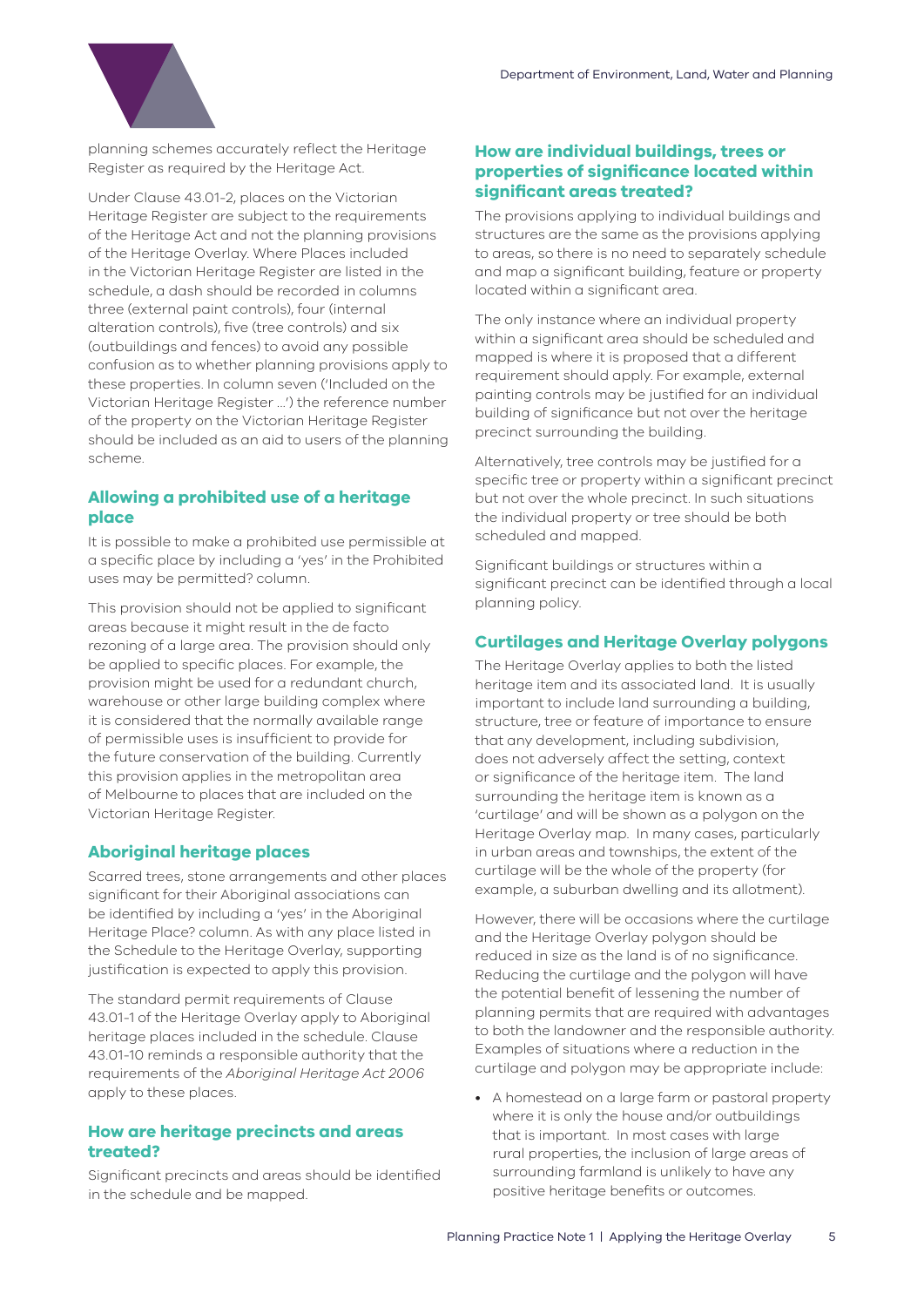planning schemes accurately reflect the Heritage Register as required by the Heritage Act.

Under Clause 43.01-2, places on the Victorian Heritage Register are subject to the requirements of the Heritage Act and not the planning provisions of the Heritage Overlay. Where Places included in the Victorian Heritage Register are listed in the schedule, a dash should be recorded in columns three (external paint controls), four (internal alteration controls), five (tree controls) and six (outbuildings and fences) to avoid any possible confusion as to whether planning provisions apply to these properties. In column seven ('Included on the Victorian Heritage Register …') the reference number of the property on the Victorian Heritage Register should be included as an aid to users of the planning scheme.

## Allowing a prohibited use of a heritage place

It is possible to make a prohibited use permissible at a specific place by including a 'yes' in the Prohibited uses may be permitted? column.

This provision should not be applied to significant areas because it might result in the de facto rezoning of a large area. The provision should only be applied to specific places. For example, the provision might be used for a redundant church, warehouse or other large building complex where it is considered that the normally available range of permissible uses is insufficient to provide for the future conservation of the building. Currently this provision applies in the metropolitan area of Melbourne to places that are included on the Victorian Heritage Register.

## Aboriginal heritage places

Scarred trees, stone arrangements and other places significant for their Aboriginal associations can be identified by including a 'yes' in the Aboriginal Heritage Place? column. As with any place listed in the Schedule to the Heritage Overlay, supporting justification is expected to apply this provision.

The standard permit requirements of Clause 43.01-1 of the Heritage Overlay apply to Aboriginal heritage places included in the schedule. Clause 43.01-10 reminds a responsible authority that the requirements of the *Aboriginal Heritage Act 2006* apply to these places.

## How are heritage precincts and areas treated?

Significant precincts and areas should be identified in the schedule and be mapped.

## How are individual buildings, trees or properties of significance located within significant areas treated?

The provisions applying to individual buildings and structures are the same as the provisions applying to areas, so there is no need to separately schedule and map a significant building, feature or property located within a significant area.

The only instance where an individual property within a significant area should be scheduled and mapped is where it is proposed that a different requirement should apply. For example, external painting controls may be justified for an individual building of significance but not over the heritage precinct surrounding the building.

Alternatively, tree controls may be justified for a specific tree or property within a significant precinct but not over the whole precinct. In such situations the individual property or tree should be both scheduled and mapped.

Significant buildings or structures within a significant precinct can be identified through a local planning policy.

## Curtilages and Heritage Overlay polygons

The Heritage Overlay applies to both the listed heritage item and its associated land. It is usually important to include land surrounding a building, structure, tree or feature of importance to ensure that any development, including subdivision, does not adversely affect the setting, context or significance of the heritage item. The land surrounding the heritage item is known as a 'curtilage' and will be shown as a polygon on the Heritage Overlay map. In many cases, particularly in urban areas and townships, the extent of the curtilage will be the whole of the property (for example, a suburban dwelling and its allotment).

However, there will be occasions where the curtilage and the Heritage Overlay polygon should be reduced in size as the land is of no significance. Reducing the curtilage and the polygon will have the potential benefit of lessening the number of planning permits that are required with advantages to both the landowner and the responsible authority. Examples of situations where a reduction in the curtilage and polygon may be appropriate include:

- A homestead on a large farm or pastoral property where it is only the house and/or outbuildings that is important. In most cases with large rural properties, the inclusion of large areas of surrounding farmland is unlikely to have any positive heritage benefits or outcomes.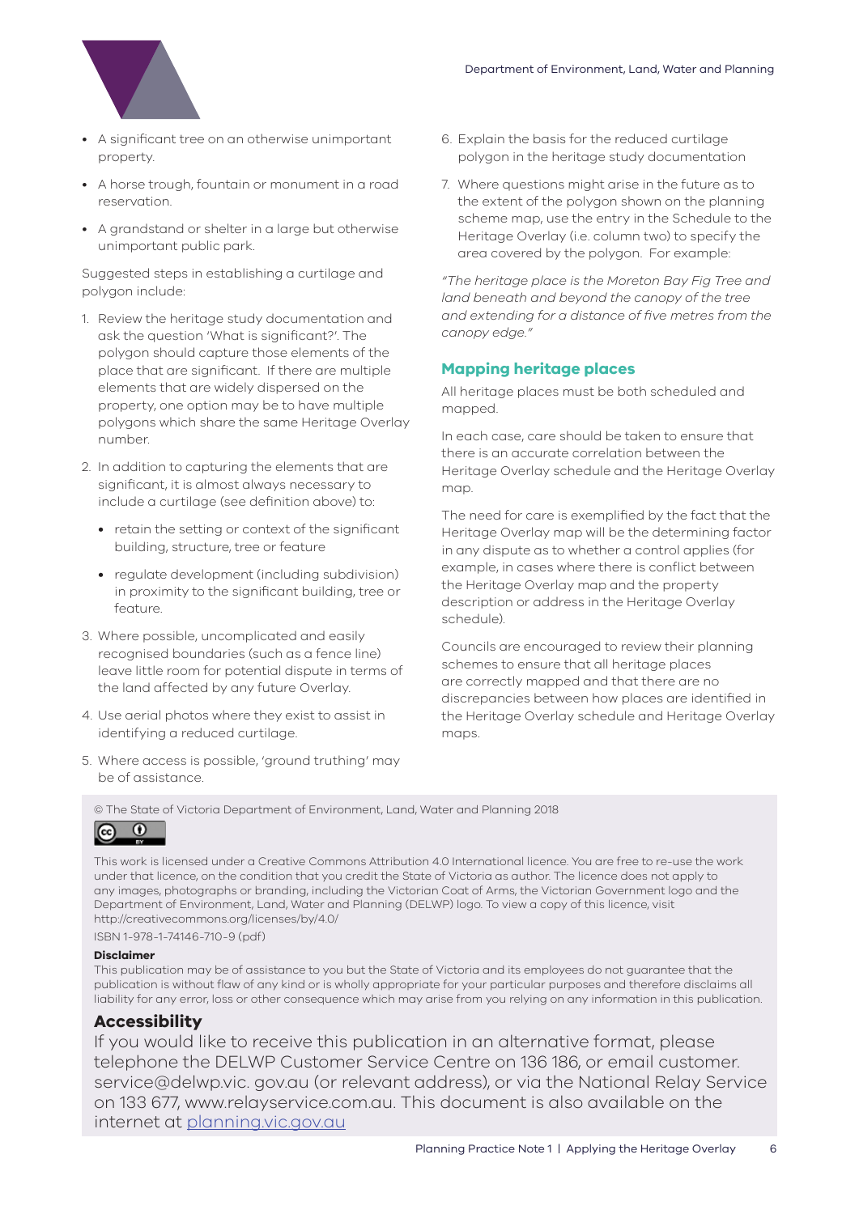- A significant tree on an otherwise unimportant property.
- A horse trough, fountain or monument in a road reservation.
- A grandstand or shelter in a large but otherwise unimportant public park.

Suggested steps in establishing a curtilage and polygon include:

1. Review the heritage study documentation and ask the question 'What is significant?'. The polygon should capture those elements of the place that are significant. If there are multiple elements that are widely dispersed on the property, one option may be to have multiple polygons which share the same Heritage Overlay number.
2. In addition to capturing the elements that are significant, it is almost always necessary to include a curtilage (see definition above) to:
   - retain the setting or context of the significant building, structure, tree or feature
   - regulate development (including subdivision) in proximity to the significant building, tree or feature.
3. Where possible, uncomplicated and easily recognised boundaries (such as a fence line) leave little room for potential dispute in terms of the land affected by any future Overlay.
4. Use aerial photos where they exist to assist in identifying a reduced curtilage.
5. Where access is possible, 'ground truthing' may be of assistance.
6. Explain the basis for the reduced curtilage polygon in the heritage study documentation
7. Where questions might arise in the future as to the extent of the polygon shown on the planning scheme map, use the entry in the Schedule to the Heritage Overlay (i.e. column two) to specify the area covered by the polygon. For example:

*"The heritage place is the Moreton Bay Fig Tree and land beneath and beyond the canopy of the tree and extending for a distance of five metres from the canopy edge."*

## Mapping heritage places

All heritage places must be both scheduled and mapped.

In each case, care should be taken to ensure that there is an accurate correlation between the Heritage Overlay schedule and the Heritage Overlay map.

The need for care is exemplified by the fact that the Heritage Overlay map will be the determining factor in any dispute as to whether a control applies (for example, in cases where there is conflict between the Heritage Overlay map and the property description or address in the Heritage Overlay schedule).

Councils are encouraged to review their planning schemes to ensure that all heritage places are correctly mapped and that there are no discrepancies between how places are identified in the Heritage Overlay schedule and Heritage Overlay maps.

© The State of Victoria Department of Environment, Land, Water and Planning 2018

This work is licensed under a Creative Commons Attribution 4.0 International licence. You are free to re-use the work under that licence, on the condition that you credit the State of Victoria as author. The licence does not apply to any images, photographs or branding, including the Victorian Coat of Arms, the Victorian Government logo and the Department of Environment, Land, Water and Planning (DELWP) logo. To view a copy of this licence, visit http://creativecommons.org/licenses/by/4.0/

ISBN 1-978-1-74146-710-9 (pdf)

**Disclaimer**

This publication may be of assistance to you but the State of Victoria and its employees do not guarantee that the publication is without flaw of any kind or is wholly appropriate for your particular purposes and therefore disclaims all liability for any error, loss or other consequence which may arise from you relying on any information in this publication.

## Accessibility

If you would like to receive this publication in an alternative format, please telephone the DELWP Customer Service Centre on 136 186, or email customer.service@delwp.vic.gov.au (or relevant address), or via the National Relay Service on 133 677, www.relayservice.com.au. This document is also available on the internet at [planning.vic.gov.au](planning.vic.gov.au)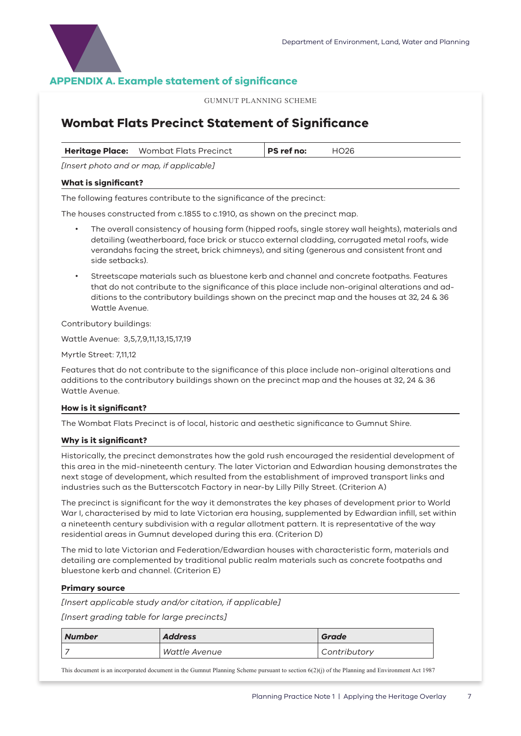## APPENDIX A. Example statement of significance

GUMNUT PLANNING SCHEME

# Wombat Flats Precinct Statement of Significance

| **Heritage Place:** Wombat Flats Precinct | **PS ref no:** HO26 |
|---|---|

*[Insert photo and or map, if applicable]*

### What is significant?

The following features contribute to the significance of the precinct:

The houses constructed from c.1855 to c.1910, as shown on the precinct map.

- The overall consistency of housing form (hipped roofs, single storey wall heights), materials and detailing (weatherboard, face brick or stucco external cladding, corrugated metal roofs, wide verandahs facing the street, brick chimneys), and siting (generous and consistent front and side setbacks).
- Streetscape materials such as bluestone kerb and channel and concrete footpaths. Features that do not contribute to the significance of this place include non-original alterations and additions to the contributory buildings shown on the precinct map and the houses at 32, 24 & 36 Wattle Avenue.

Contributory buildings:

Wattle Avenue: 3,5,7,9,11,13,15,17,19

Myrtle Street: 7,11,12

Features that do not contribute to the significance of this place include non-original alterations and additions to the contributory buildings shown on the precinct map and the houses at 32, 24 & 36 Wattle Avenue.

### How is it significant?

The Wombat Flats Precinct is of local, historic and aesthetic significance to Gumnut Shire.

### Why is it significant?

Historically, the precinct demonstrates how the gold rush encouraged the residential development of this area in the mid-nineteenth century. The later Victorian and Edwardian housing demonstrates the next stage of development, which resulted from the establishment of improved transport links and industries such as the Butterscotch Factory in near-by Lilly Pilly Street. (Criterion A)

The precinct is significant for the way it demonstrates the key phases of development prior to World War I, characterised by mid to late Victorian era housing, supplemented by Edwardian infill, set within a nineteenth century subdivision with a regular allotment pattern. It is representative of the way residential areas in Gumnut developed during this era. (Criterion D)

The mid to late Victorian and Federation/Edwardian houses with characteristic form, materials and detailing are complemented by traditional public realm materials such as concrete footpaths and bluestone kerb and channel. (Criterion E)

### Primary source

*[Insert applicable study and/or citation, if applicable]*

*[Insert grading table for large precincts]*

| *Number* | *Address* | *Grade* |
|---|---|---|
| *7* | *Wattle Avenue* | *Contributory* |

This document is an incorporated document in the Gumnut Planning Scheme pursuant to section 6(2)(j) of the Planning and Environment Act 1987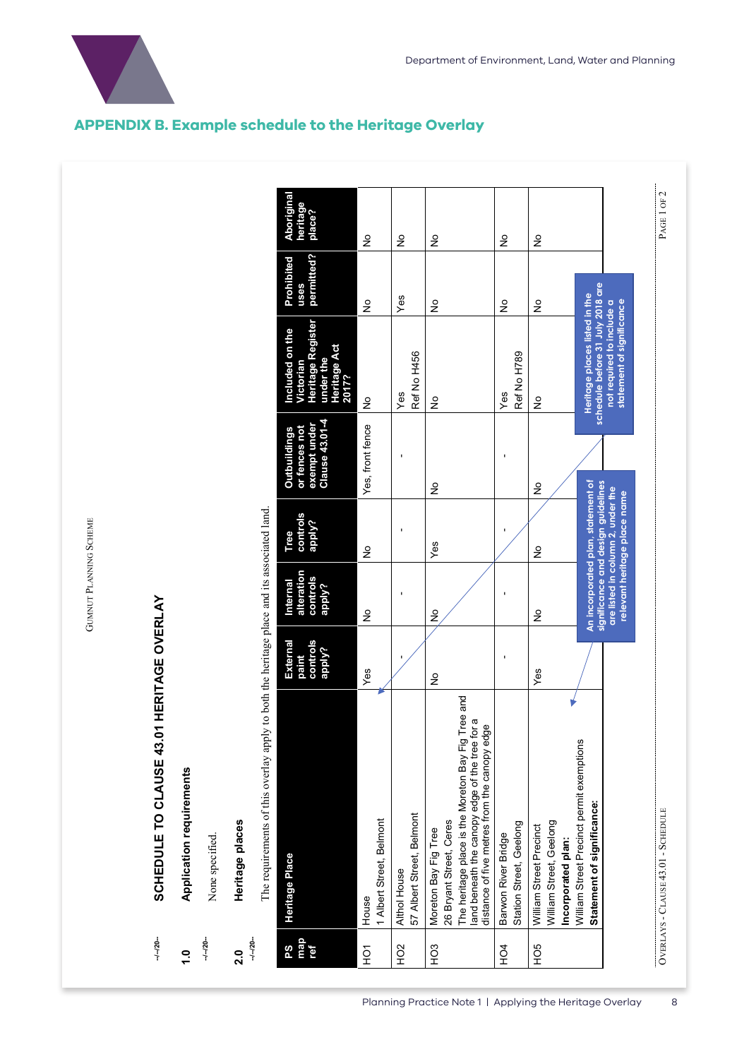## APPENDIX B. Example schedule to the Heritage Overlay

GUMNUT PLANNING SCHEME

--/--/20--

### SCHEDULE TO CLAUSE 43.01 HERITAGE OVERLAY

--/--/20--

**1.0 Application requirements**

None specified.

--/--/20--

**2.0 Heritage places**

The requirements of this overlay apply to both the heritage place and its associated land.

| PS map ref | Heritage Place | External paint controls apply? | Internal alteration controls apply? | Tree controls apply? | Outbuildings or fences not exempt under Clause 43.01-4 | Included on the Victorian Heritage Register under the Heritage Act 2017? | Prohibited uses permitted? | Aboriginal heritage place? |
|---|---|---|---|---|---|---|---|---|
| HO1 | House<br>1 Albert Street, Belmont | Yes | No | No | Yes, front fence | No | No | No |
| HO2 | Althol House<br>57 Albert Street, Belmont | - | - | - | - | Yes<br>Ref No H456 | Yes | No |
| HO3 | Moreton Bay Fig Tree<br>26 Bryant Street, Ceres<br>The heritage place is the Moreton Bay Fig Tree and land beneath the canopy edge of the tree for a distance of five metres from the canopy edge | No | No | Yes | No | No | No | No |
| HO4 | Barwon River Bridge<br>Station Street, Geelong | - | - | - | - | Yes<br>Ref No H789 | No | No |
| HO5 | William Street Precinct<br>William Street, Geelong<br>**Incorporated plan:**<br>William Street Precinct permit exemptions<br>**Statement of significance:** | Yes | No | No | No | No | No | No |

An incorporated plan, statement of significance and design guidelines are listed in column 2, under the relevant heritage place name

Heritage places listed in the schedule before 31 July 2018 are not required to include a statement of significance

OVERLAYS - CLAUSE 43.01 - SCHEDULE

PAGE 1 OF 2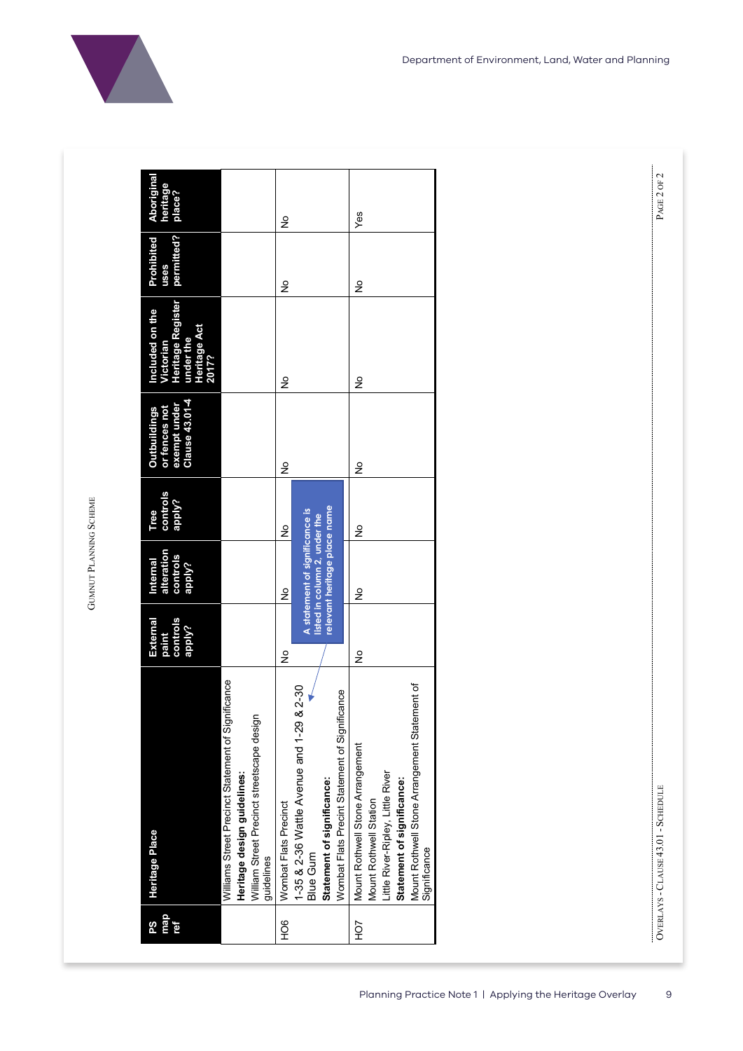GUMNUT PLANNING SCHEME

| PS map ref | Heritage Place | External paint controls apply? | Internal alteration controls apply? | Tree controls apply? | Outbuildings or fences not exempt under Clause 43.01-4 | Included on the Victorian Heritage Register under the Heritage Act 2017? | Prohibited uses permitted? | Aboriginal heritage place? |
|---|---|---|---|---|---|---|---|---|
| | Williams Street Precinct Statement of Significance<br>**Heritage design guidelines:**<br>William Street Precinct streetscape design guidelines | | | | | | | |
| HO6 | Wombat Flats Precinct<br>1-35 & 2-36 Wattle Avenue and 1-29 & 2-30 Blue Gum<br>**Statement of significance:**<br>Wombat Flats Precint Statement of Significance | No | No | No | No | No | No | No |
| HO7 | Mount Rothwell Stone Arrangement<br>Mount Rothwell Station<br>Little River-Ripley, Little River<br>**Statement of significance:**<br>Mount Rothwell Stone Arrangement Statement of Significance | No | No | No | No | No | No | Yes |

A statement of significance is listed in column 2, under the relevant heritage place name

OVERLAYS - CLAUSE 43.01 - SCHEDULE

PAGE 2 OF 2